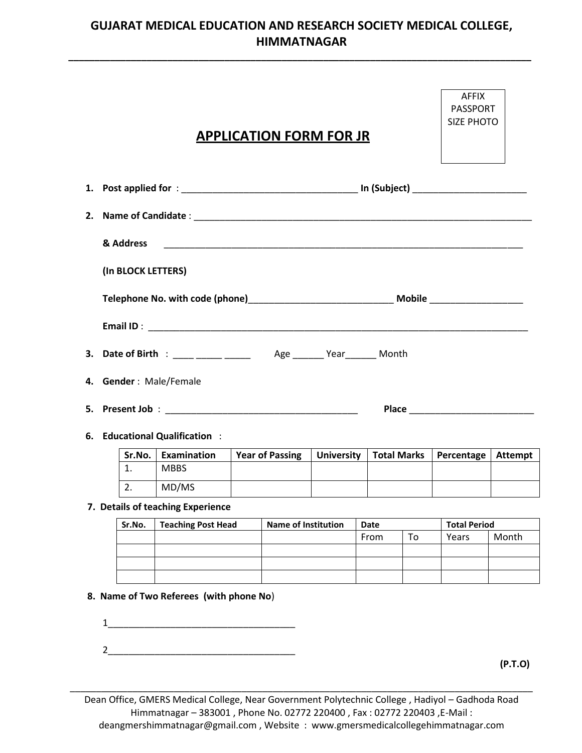# GUJARAT MEDICAL EDUCATION AND RESEARCH SOCIETY MEDICAL COLLEGE, HIMMATNAGAR

AFFIX PASSPORT SIZE PHOTO

## APPLICATION FORM FOR JR

1. **Post applied for** : ___________________________________ **In (Subject)** ______________________

2. **Name of Candidate** : ______________________________________________________________________

   **& Address** ________________________________________________________________________

   **(In BLOCK LETTERS)**

   **Telephone No. with code (phone)**____________________________ **Mobile** __________________

   **Email ID** : ____________________________________________________________________________

3. **Date of Birth** : ____ _____ _____ Age ______ Year______ Month

4. **Gender** : Male/Female

5. **Present Job** : ______________________________________ **Place** ________________________

6. **Educational Qualification** :

| Sr.No. | Examination | Year of Passing | University | Total Marks | Percentage | Attempt |
|---|---|---|---|---|---|---|
| 1. | MBBS | | | | | |
| 2. | MD/MS | | | | | |

7. **Details of teaching Experience**

| Sr.No. | Teaching Post Head | Name of Institution | Date | | Total Period | |
|---|---|---|---|---|---|---|
| | | | From | To | Years | Month |
| | | | | | | |
| | | | | | | |
| | | | | | | |

8. **Name of Two Referees (with phone No)**

   1_____________________________________

   2_____________________________________

**(P.T.O)**

Dean Office, GMERS Medical College, Near Government Polytechnic College , Hadiyol – Gadhoda Road Himmatnagar – 383001 , Phone No. 02772 220400 , Fax : 02772 220403 ,E-Mail : deangmershimmatnagar@gmail.com , Website : www.gmersmedicalcollegehimmatnagar.com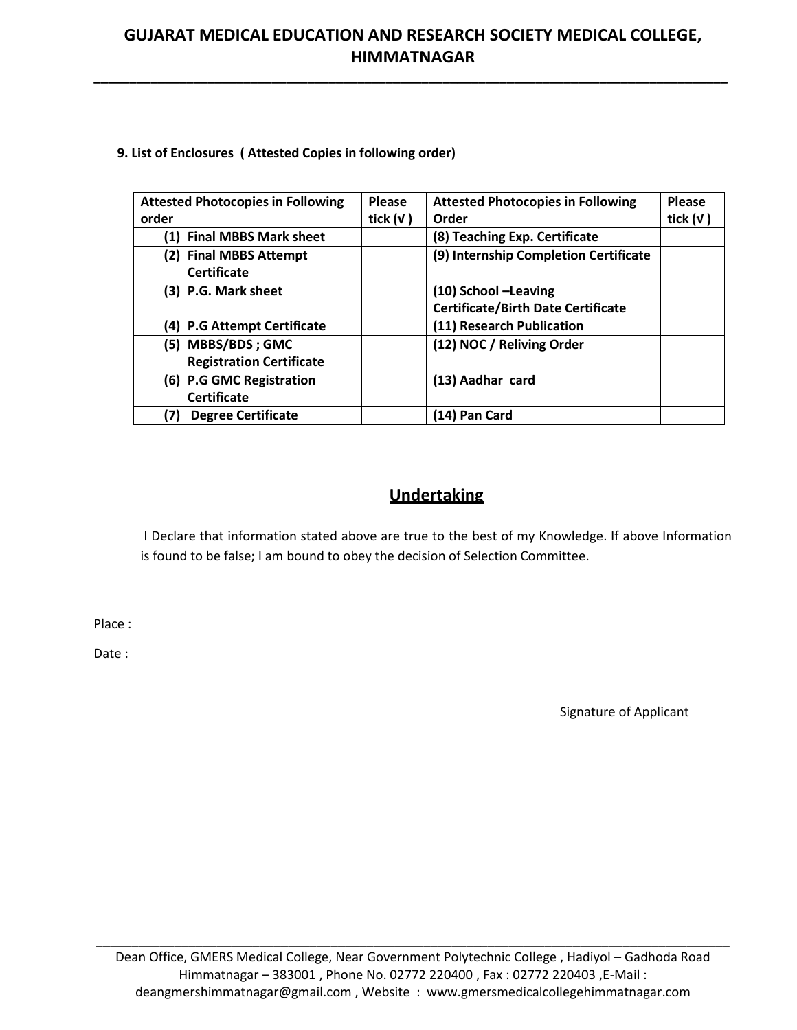# GUJARAT MEDICAL EDUCATION AND RESEARCH SOCIETY MEDICAL COLLEGE, HIMMATNAGAR

**9. List of Enclosures ( Attested Copies in following order)**

| **Attested Photocopies in Following order** | **Please tick (√ )** | **Attested Photocopies in Following Order** | **Please tick (√ )** |
|---|---|---|---|
| **(1) Final MBBS Mark sheet** | | **(8) Teaching Exp. Certificate** | |
| **(2) Final MBBS Attempt Certificate** | | **(9) Internship Completion Certificate** | |
| **(3) P.G. Mark sheet** | | **(10) School –Leaving Certificate/Birth Date Certificate** | |
| **(4) P.G Attempt Certificate** | | **(11) Research Publication** | |
| **(5) MBBS/BDS ; GMC Registration Certificate** | | **(12) NOC / Reliving Order** | |
| **(6) P.G GMC Registration Certificate** | | **(13) Aadhar card** | |
| **(7) Degree Certificate** | | **(14) Pan Card** | |

## Undertaking

I Declare that information stated above are true to the best of my Knowledge. If above Information is found to be false; I am bound to obey the decision of Selection Committee.

Place :

Date :

Signature of Applicant

Dean Office, GMERS Medical College, Near Government Polytechnic College , Hadiyol – Gadhoda Road Himmatnagar – 383001 , Phone No. 02772 220400 , Fax : 02772 220403 ,E-Mail : deangmershimmatnagar@gmail.com , Website : www.gmersmedicalcollegehimmatnagar.com